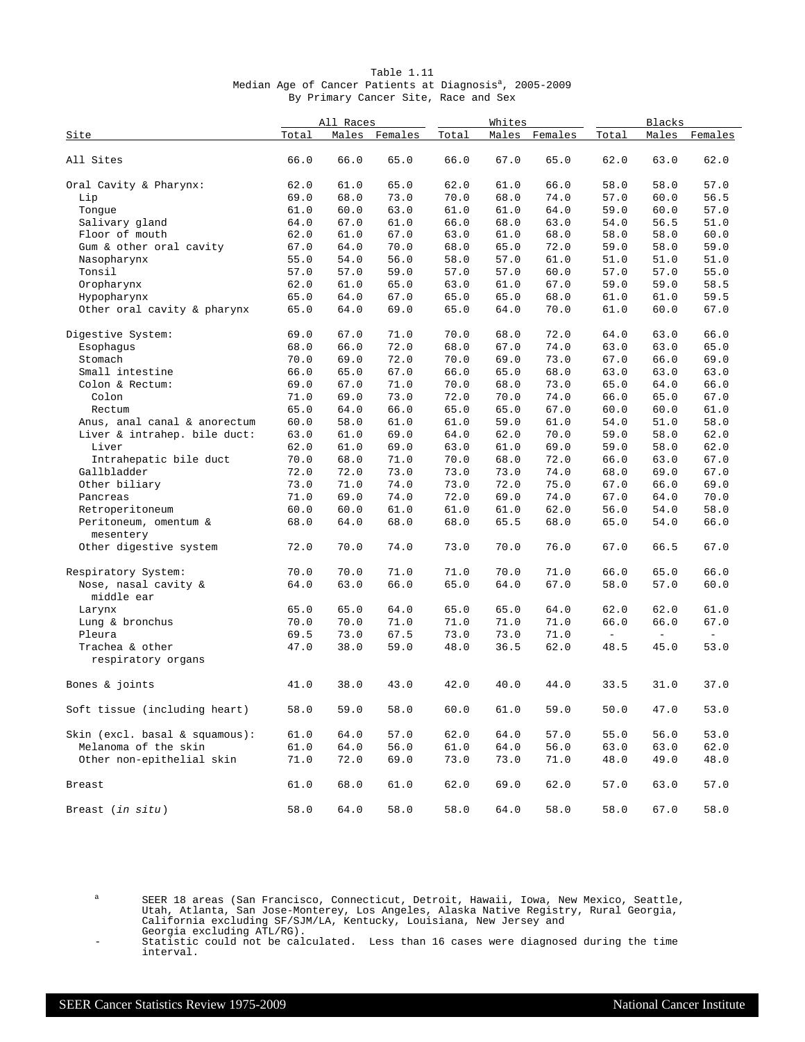Table 1.11
Median Age of Cancer Patients at Diagnosis[a], 2005-2009
By Primary Cancer Site, Race and Sex

| Site | All Races | | | Whites | | | Blacks | | |
|---|---|---|---|---|---|---|---|---|---|
| | Total | Males | Females | Total | Males | Females | Total | Males | Females |
| All Sites | 66.0 | 66.0 | 65.0 | 66.0 | 67.0 | 65.0 | 62.0 | 63.0 | 62.0 |
| Oral Cavity & Pharynx: | 62.0 | 61.0 | 65.0 | 62.0 | 61.0 | 66.0 | 58.0 | 58.0 | 57.0 |
| Lip | 69.0 | 68.0 | 73.0 | 70.0 | 68.0 | 74.0 | 57.0 | 60.0 | 56.5 |
| Tongue | 61.0 | 60.0 | 63.0 | 61.0 | 61.0 | 64.0 | 59.0 | 60.0 | 57.0 |
| Salivary gland | 64.0 | 67.0 | 61.0 | 66.0 | 68.0 | 63.0 | 54.0 | 56.5 | 51.0 |
| Floor of mouth | 62.0 | 61.0 | 67.0 | 63.0 | 61.0 | 68.0 | 58.0 | 58.0 | 60.0 |
| Gum & other oral cavity | 67.0 | 64.0 | 70.0 | 68.0 | 65.0 | 72.0 | 59.0 | 58.0 | 59.0 |
| Nasopharynx | 55.0 | 54.0 | 56.0 | 58.0 | 57.0 | 61.0 | 51.0 | 51.0 | 51.0 |
| Tonsil | 57.0 | 57.0 | 59.0 | 57.0 | 57.0 | 60.0 | 57.0 | 57.0 | 55.0 |
| Oropharynx | 62.0 | 61.0 | 65.0 | 63.0 | 61.0 | 67.0 | 59.0 | 59.0 | 58.5 |
| Hypopharynx | 65.0 | 64.0 | 67.0 | 65.0 | 65.0 | 68.0 | 61.0 | 61.0 | 59.5 |
| Other oral cavity & pharynx | 65.0 | 64.0 | 69.0 | 65.0 | 64.0 | 70.0 | 61.0 | 60.0 | 67.0 |
| Digestive System: | 69.0 | 67.0 | 71.0 | 70.0 | 68.0 | 72.0 | 64.0 | 63.0 | 66.0 |
| Esophagus | 68.0 | 66.0 | 72.0 | 68.0 | 67.0 | 74.0 | 63.0 | 63.0 | 65.0 |
| Stomach | 70.0 | 69.0 | 72.0 | 70.0 | 69.0 | 73.0 | 67.0 | 66.0 | 69.0 |
| Small intestine | 66.0 | 65.0 | 67.0 | 66.0 | 65.0 | 68.0 | 63.0 | 63.0 | 63.0 |
| Colon & Rectum: | 69.0 | 67.0 | 71.0 | 70.0 | 68.0 | 73.0 | 65.0 | 64.0 | 66.0 |
| Colon | 71.0 | 69.0 | 73.0 | 72.0 | 70.0 | 74.0 | 66.0 | 65.0 | 67.0 |
| Rectum | 65.0 | 64.0 | 66.0 | 65.0 | 65.0 | 67.0 | 60.0 | 60.0 | 61.0 |
| Anus, anal canal & anorectum | 60.0 | 58.0 | 61.0 | 61.0 | 59.0 | 61.0 | 54.0 | 51.0 | 58.0 |
| Liver & intrahep. bile duct: | 63.0 | 61.0 | 69.0 | 64.0 | 62.0 | 70.0 | 59.0 | 58.0 | 62.0 |
| Liver | 62.0 | 61.0 | 69.0 | 63.0 | 61.0 | 69.0 | 59.0 | 58.0 | 62.0 |
| Intrahepatic bile duct | 70.0 | 68.0 | 71.0 | 70.0 | 68.0 | 72.0 | 66.0 | 63.0 | 67.0 |
| Gallbladder | 72.0 | 72.0 | 73.0 | 73.0 | 73.0 | 74.0 | 68.0 | 69.0 | 67.0 |
| Other biliary | 73.0 | 71.0 | 74.0 | 73.0 | 72.0 | 75.0 | 67.0 | 66.0 | 69.0 |
| Pancreas | 71.0 | 69.0 | 74.0 | 72.0 | 69.0 | 74.0 | 67.0 | 64.0 | 70.0 |
| Retroperitoneum | 60.0 | 60.0 | 61.0 | 61.0 | 61.0 | 62.0 | 56.0 | 54.0 | 58.0 |
| Peritoneum, omentum & mesentery | 68.0 | 64.0 | 68.0 | 68.0 | 65.5 | 68.0 | 65.0 | 54.0 | 66.0 |
| Other digestive system | 72.0 | 70.0 | 74.0 | 73.0 | 70.0 | 76.0 | 67.0 | 66.5 | 67.0 |
| Respiratory System: | 70.0 | 70.0 | 71.0 | 71.0 | 70.0 | 71.0 | 66.0 | 65.0 | 66.0 |
| Nose, nasal cavity & middle ear | 64.0 | 63.0 | 66.0 | 65.0 | 64.0 | 67.0 | 58.0 | 57.0 | 60.0 |
| Larynx | 65.0 | 65.0 | 64.0 | 65.0 | 65.0 | 64.0 | 62.0 | 62.0 | 61.0 |
| Lung & bronchus | 70.0 | 70.0 | 71.0 | 71.0 | 71.0 | 71.0 | 66.0 | 66.0 | 67.0 |
| Pleura | 69.5 | 73.0 | 67.5 | 73.0 | 73.0 | 71.0 | - | - | - |
| Trachea & other respiratory organs | 47.0 | 38.0 | 59.0 | 48.0 | 36.5 | 62.0 | 48.5 | 45.0 | 53.0 |
| Bones & joints | 41.0 | 38.0 | 43.0 | 42.0 | 40.0 | 44.0 | 33.5 | 31.0 | 37.0 |
| Soft tissue (including heart) | 58.0 | 59.0 | 58.0 | 60.0 | 61.0 | 59.0 | 50.0 | 47.0 | 53.0 |
| Skin (excl. basal & squamous): | 61.0 | 64.0 | 57.0 | 62.0 | 64.0 | 57.0 | 55.0 | 56.0 | 53.0 |
| Melanoma of the skin | 61.0 | 64.0 | 56.0 | 61.0 | 64.0 | 56.0 | 63.0 | 63.0 | 62.0 |
| Other non-epithelial skin | 71.0 | 72.0 | 69.0 | 73.0 | 73.0 | 71.0 | 48.0 | 49.0 | 48.0 |
| Breast | 61.0 | 68.0 | 61.0 | 62.0 | 69.0 | 62.0 | 57.0 | 63.0 | 57.0 |
| Breast (*in situ*) | 58.0 | 64.0 | 58.0 | 58.0 | 64.0 | 58.0 | 58.0 | 67.0 | 58.0 |

[a] SEER 18 areas (San Francisco, Connecticut, Detroit, Hawaii, Iowa, New Mexico, Seattle, Utah, Atlanta, San Jose-Monterey, Los Angeles, Alaska Native Registry, Rural Georgia, California excluding SF/SJM/LA, Kentucky, Louisiana, New Jersey and Georgia excluding ATL/RG).

\- Statistic could not be calculated. Less than 16 cases were diagnosed during the time interval.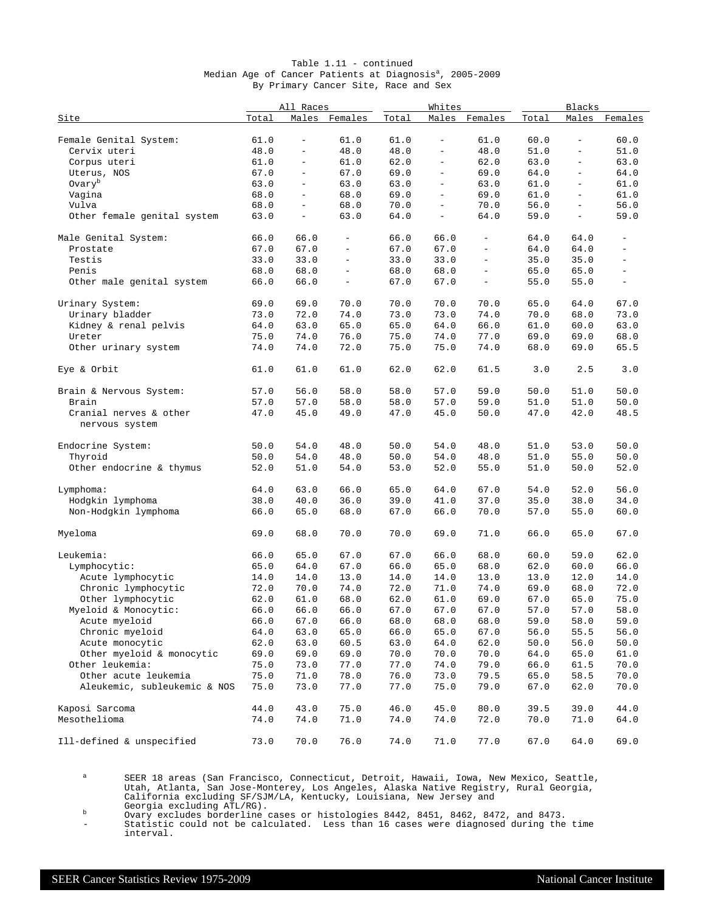Table 1.11 - continued

Median Age of Cancer Patients at Diagnosis[a], 2005-2009

By Primary Cancer Site, Race and Sex

| Site | All Races | | | Whites | | | Blacks | | |
|---|---|---|---|---|---|---|---|---|---|
| | Total | Males | Females | Total | Males | Females | Total | Males | Females |
| Female Genital System: | 61.0 | - | 61.0 | 61.0 | - | 61.0 | 60.0 | - | 60.0 |
| Cervix uteri | 48.0 | - | 48.0 | 48.0 | - | 48.0 | 51.0 | - | 51.0 |
| Corpus uteri | 61.0 | - | 61.0 | 62.0 | - | 62.0 | 63.0 | - | 63.0 |
| Uterus, NOS | 67.0 | - | 67.0 | 69.0 | - | 69.0 | 64.0 | - | 64.0 |
| Ovary[b] | 63.0 | - | 63.0 | 63.0 | - | 63.0 | 61.0 | - | 61.0 |
| Vagina | 68.0 | - | 68.0 | 69.0 | - | 69.0 | 61.0 | - | 61.0 |
| Vulva | 68.0 | - | 68.0 | 70.0 | - | 70.0 | 56.0 | - | 56.0 |
| Other female genital system | 63.0 | - | 63.0 | 64.0 | - | 64.0 | 59.0 | - | 59.0 |
| Male Genital System: | 66.0 | 66.0 | - | 66.0 | 66.0 | - | 64.0 | 64.0 | - |
| Prostate | 67.0 | 67.0 | - | 67.0 | 67.0 | - | 64.0 | 64.0 | - |
| Testis | 33.0 | 33.0 | - | 33.0 | 33.0 | - | 35.0 | 35.0 | - |
| Penis | 68.0 | 68.0 | - | 68.0 | 68.0 | - | 65.0 | 65.0 | - |
| Other male genital system | 66.0 | 66.0 | - | 67.0 | 67.0 | - | 55.0 | 55.0 | - |
| Urinary System: | 69.0 | 69.0 | 70.0 | 70.0 | 70.0 | 70.0 | 65.0 | 64.0 | 67.0 |
| Urinary bladder | 73.0 | 72.0 | 74.0 | 73.0 | 73.0 | 74.0 | 70.0 | 68.0 | 73.0 |
| Kidney & renal pelvis | 64.0 | 63.0 | 65.0 | 65.0 | 64.0 | 66.0 | 61.0 | 60.0 | 63.0 |
| Ureter | 75.0 | 74.0 | 76.0 | 75.0 | 74.0 | 77.0 | 69.0 | 69.0 | 68.0 |
| Other urinary system | 74.0 | 74.0 | 72.0 | 75.0 | 75.0 | 74.0 | 68.0 | 69.0 | 65.5 |
| Eye & Orbit | 61.0 | 61.0 | 61.0 | 62.0 | 62.0 | 61.5 | 3.0 | 2.5 | 3.0 |
| Brain & Nervous System: | 57.0 | 56.0 | 58.0 | 58.0 | 57.0 | 59.0 | 50.0 | 51.0 | 50.0 |
| Brain | 57.0 | 57.0 | 58.0 | 58.0 | 57.0 | 59.0 | 51.0 | 51.0 | 50.0 |
| Cranial nerves & other nervous system | 47.0 | 45.0 | 49.0 | 47.0 | 45.0 | 50.0 | 47.0 | 42.0 | 48.5 |
| Endocrine System: | 50.0 | 54.0 | 48.0 | 50.0 | 54.0 | 48.0 | 51.0 | 53.0 | 50.0 |
| Thyroid | 50.0 | 54.0 | 48.0 | 50.0 | 54.0 | 48.0 | 51.0 | 55.0 | 50.0 |
| Other endocrine & thymus | 52.0 | 51.0 | 54.0 | 53.0 | 52.0 | 55.0 | 51.0 | 50.0 | 52.0 |
| Lymphoma: | 64.0 | 63.0 | 66.0 | 65.0 | 64.0 | 67.0 | 54.0 | 52.0 | 56.0 |
| Hodgkin lymphoma | 38.0 | 40.0 | 36.0 | 39.0 | 41.0 | 37.0 | 35.0 | 38.0 | 34.0 |
| Non-Hodgkin lymphoma | 66.0 | 65.0 | 68.0 | 67.0 | 66.0 | 70.0 | 57.0 | 55.0 | 60.0 |
| Myeloma | 69.0 | 68.0 | 70.0 | 70.0 | 69.0 | 71.0 | 66.0 | 65.0 | 67.0 |
| Leukemia: | 66.0 | 65.0 | 67.0 | 67.0 | 66.0 | 68.0 | 60.0 | 59.0 | 62.0 |
| Lymphocytic: | 65.0 | 64.0 | 67.0 | 66.0 | 65.0 | 68.0 | 62.0 | 60.0 | 66.0 |
| Acute lymphocytic | 14.0 | 14.0 | 13.0 | 14.0 | 14.0 | 13.0 | 13.0 | 12.0 | 14.0 |
| Chronic lymphocytic | 72.0 | 70.0 | 74.0 | 72.0 | 71.0 | 74.0 | 69.0 | 68.0 | 72.0 |
| Other lymphocytic | 62.0 | 61.0 | 68.0 | 62.0 | 61.0 | 69.0 | 67.0 | 65.0 | 75.0 |
| Myeloid & Monocytic: | 66.0 | 66.0 | 66.0 | 67.0 | 67.0 | 67.0 | 57.0 | 57.0 | 58.0 |
| Acute myeloid | 66.0 | 67.0 | 66.0 | 68.0 | 68.0 | 68.0 | 59.0 | 58.0 | 59.0 |
| Chronic myeloid | 64.0 | 63.0 | 65.0 | 66.0 | 65.0 | 67.0 | 56.0 | 55.5 | 56.0 |
| Acute monocytic | 62.0 | 63.0 | 60.5 | 63.0 | 64.0 | 62.0 | 50.0 | 56.0 | 50.0 |
| Other myeloid & monocytic | 69.0 | 69.0 | 69.0 | 70.0 | 70.0 | 70.0 | 64.0 | 65.0 | 61.0 |
| Other leukemia: | 75.0 | 73.0 | 77.0 | 77.0 | 74.0 | 79.0 | 66.0 | 61.5 | 70.0 |
| Other acute leukemia | 75.0 | 71.0 | 78.0 | 76.0 | 73.0 | 79.5 | 65.0 | 58.5 | 70.0 |
| Aleukemic, subleukemic & NOS | 75.0 | 73.0 | 77.0 | 77.0 | 75.0 | 79.0 | 67.0 | 62.0 | 70.0 |
| Kaposi Sarcoma | 44.0 | 43.0 | 75.0 | 46.0 | 45.0 | 80.0 | 39.5 | 39.0 | 44.0 |
| Mesothelioma | 74.0 | 74.0 | 71.0 | 74.0 | 74.0 | 72.0 | 70.0 | 71.0 | 64.0 |
| Ill-defined & unspecified | 73.0 | 70.0 | 76.0 | 74.0 | 71.0 | 77.0 | 67.0 | 64.0 | 69.0 |

[a] SEER 18 areas (San Francisco, Connecticut, Detroit, Hawaii, Iowa, New Mexico, Seattle, Utah, Atlanta, San Jose-Monterey, Los Angeles, Alaska Native Registry, Rural Georgia, California excluding SF/SJM/LA, Kentucky, Louisiana, New Jersey and Georgia excluding ATL/RG).

[b] Ovary excludes borderline cases or histologies 8442, 8451, 8462, 8472, and 8473.

\- Statistic could not be calculated. Less than 16 cases were diagnosed during the time interval.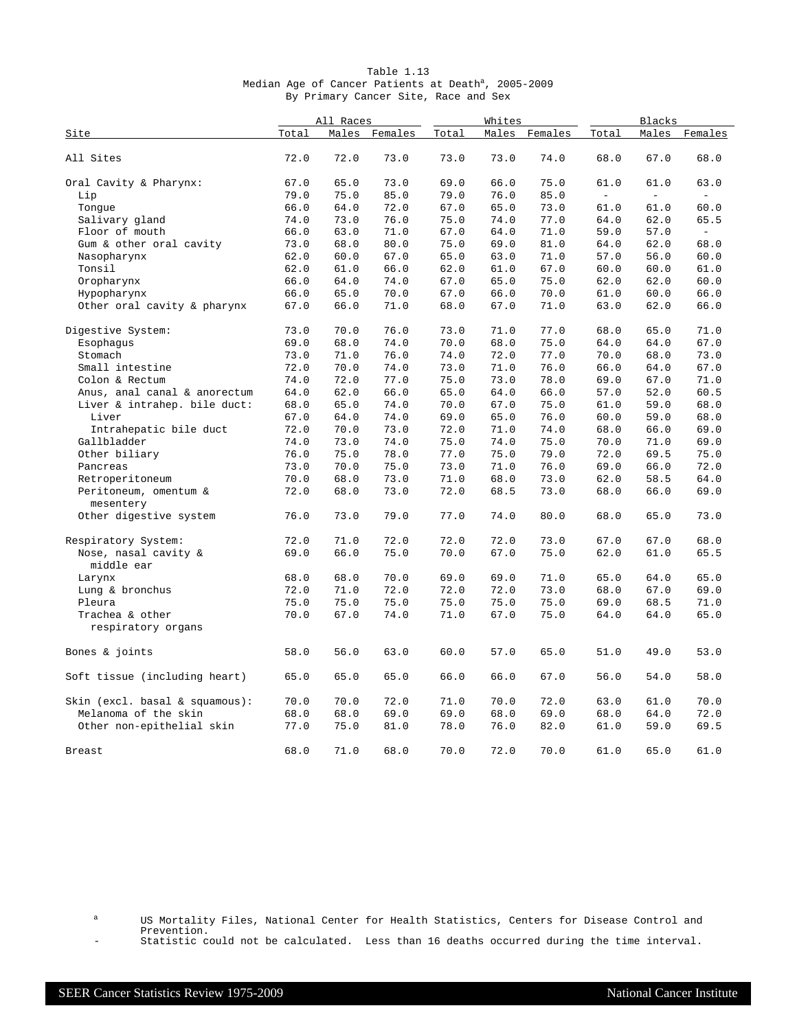Table 1.13
Median Age of Cancer Patients at Death[a], 2005-2009
By Primary Cancer Site, Race and Sex

| Site | All Races | | | Whites | | | Blacks | | |
|---|---|---|---|---|---|---|---|---|---|
| | Total | Males | Females | Total | Males | Females | Total | Males | Females |
| All Sites | 72.0 | 72.0 | 73.0 | 73.0 | 73.0 | 74.0 | 68.0 | 67.0 | 68.0 |
| Oral Cavity & Pharynx: | 67.0 | 65.0 | 73.0 | 69.0 | 66.0 | 75.0 | 61.0 | 61.0 | 63.0 |
| Lip | 79.0 | 75.0 | 85.0 | 79.0 | 76.0 | 85.0 | - | - | - |
| Tongue | 66.0 | 64.0 | 72.0 | 67.0 | 65.0 | 73.0 | 61.0 | 61.0 | 60.0 |
| Salivary gland | 74.0 | 73.0 | 76.0 | 75.0 | 74.0 | 77.0 | 64.0 | 62.0 | 65.5 |
| Floor of mouth | 66.0 | 63.0 | 71.0 | 67.0 | 64.0 | 71.0 | 59.0 | 57.0 | - |
| Gum & other oral cavity | 73.0 | 68.0 | 80.0 | 75.0 | 69.0 | 81.0 | 64.0 | 62.0 | 68.0 |
| Nasopharynx | 62.0 | 60.0 | 67.0 | 65.0 | 63.0 | 71.0 | 57.0 | 56.0 | 60.0 |
| Tonsil | 62.0 | 61.0 | 66.0 | 62.0 | 61.0 | 67.0 | 60.0 | 60.0 | 61.0 |
| Oropharynx | 66.0 | 64.0 | 74.0 | 67.0 | 65.0 | 75.0 | 62.0 | 62.0 | 60.0 |
| Hypopharynx | 66.0 | 65.0 | 70.0 | 67.0 | 66.0 | 70.0 | 61.0 | 60.0 | 66.0 |
| Other oral cavity & pharynx | 67.0 | 66.0 | 71.0 | 68.0 | 67.0 | 71.0 | 63.0 | 62.0 | 66.0 |
| Digestive System: | 73.0 | 70.0 | 76.0 | 73.0 | 71.0 | 77.0 | 68.0 | 65.0 | 71.0 |
| Esophagus | 69.0 | 68.0 | 74.0 | 70.0 | 68.0 | 75.0 | 64.0 | 64.0 | 67.0 |
| Stomach | 73.0 | 71.0 | 76.0 | 74.0 | 72.0 | 77.0 | 70.0 | 68.0 | 73.0 |
| Small intestine | 72.0 | 70.0 | 74.0 | 73.0 | 71.0 | 76.0 | 66.0 | 64.0 | 67.0 |
| Colon & Rectum | 74.0 | 72.0 | 77.0 | 75.0 | 73.0 | 78.0 | 69.0 | 67.0 | 71.0 |
| Anus, anal canal & anorectum | 64.0 | 62.0 | 66.0 | 65.0 | 64.0 | 66.0 | 57.0 | 52.0 | 60.5 |
| Liver & intrahep. bile duct: | 68.0 | 65.0 | 74.0 | 70.0 | 67.0 | 75.0 | 61.0 | 59.0 | 68.0 |
| Liver | 67.0 | 64.0 | 74.0 | 69.0 | 65.0 | 76.0 | 60.0 | 59.0 | 68.0 |
| Intrahepatic bile duct | 72.0 | 70.0 | 73.0 | 72.0 | 71.0 | 74.0 | 68.0 | 66.0 | 69.0 |
| Gallbladder | 74.0 | 73.0 | 74.0 | 75.0 | 74.0 | 75.0 | 70.0 | 71.0 | 69.0 |
| Other biliary | 76.0 | 75.0 | 78.0 | 77.0 | 75.0 | 79.0 | 72.0 | 69.5 | 75.0 |
| Pancreas | 73.0 | 70.0 | 75.0 | 73.0 | 71.0 | 76.0 | 69.0 | 66.0 | 72.0 |
| Retroperitoneum | 70.0 | 68.0 | 73.0 | 71.0 | 68.0 | 73.0 | 62.0 | 58.5 | 64.0 |
| Peritoneum, omentum & mesentery | 72.0 | 68.0 | 73.0 | 72.0 | 68.5 | 73.0 | 68.0 | 66.0 | 69.0 |
| Other digestive system | 76.0 | 73.0 | 79.0 | 77.0 | 74.0 | 80.0 | 68.0 | 65.0 | 73.0 |
| Respiratory System: | 72.0 | 71.0 | 72.0 | 72.0 | 72.0 | 73.0 | 67.0 | 67.0 | 68.0 |
| Nose, nasal cavity & middle ear | 69.0 | 66.0 | 75.0 | 70.0 | 67.0 | 75.0 | 62.0 | 61.0 | 65.5 |
| Larynx | 68.0 | 68.0 | 70.0 | 69.0 | 69.0 | 71.0 | 65.0 | 64.0 | 65.0 |
| Lung & bronchus | 72.0 | 71.0 | 72.0 | 72.0 | 72.0 | 73.0 | 68.0 | 67.0 | 69.0 |
| Pleura | 75.0 | 75.0 | 75.0 | 75.0 | 75.0 | 75.0 | 69.0 | 68.5 | 71.0 |
| Trachea & other respiratory organs | 70.0 | 67.0 | 74.0 | 71.0 | 67.0 | 75.0 | 64.0 | 64.0 | 65.0 |
| Bones & joints | 58.0 | 56.0 | 63.0 | 60.0 | 57.0 | 65.0 | 51.0 | 49.0 | 53.0 |
| Soft tissue (including heart) | 65.0 | 65.0 | 65.0 | 66.0 | 66.0 | 67.0 | 56.0 | 54.0 | 58.0 |
| Skin (excl. basal & squamous): | 70.0 | 70.0 | 72.0 | 71.0 | 70.0 | 72.0 | 63.0 | 61.0 | 70.0 |
| Melanoma of the skin | 68.0 | 68.0 | 69.0 | 69.0 | 68.0 | 69.0 | 68.0 | 64.0 | 72.0 |
| Other non-epithelial skin | 77.0 | 75.0 | 81.0 | 78.0 | 76.0 | 82.0 | 61.0 | 59.0 | 69.5 |
| Breast | 68.0 | 71.0 | 68.0 | 70.0 | 72.0 | 70.0 | 61.0 | 65.0 | 61.0 |

[a] US Mortality Files, National Center for Health Statistics, Centers for Disease Control and Prevention.

\- Statistic could not be calculated. Less than 16 deaths occurred during the time interval.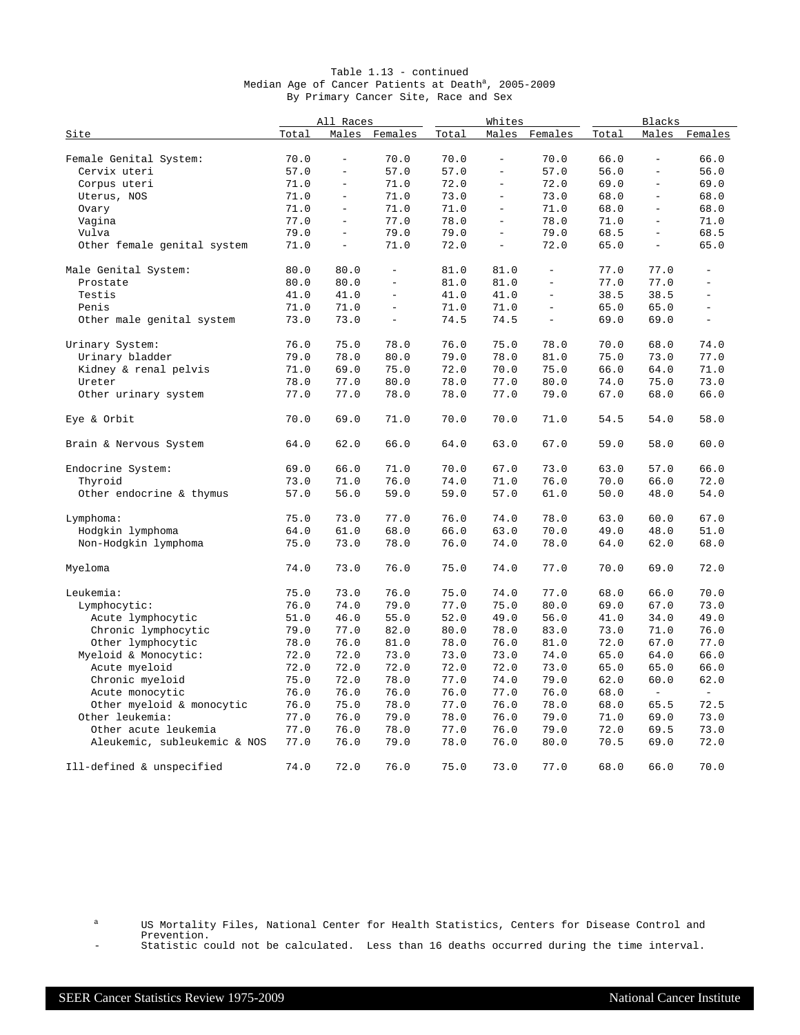Table 1.13 - continued
Median Age of Cancer Patients at Death[a], 2005-2009
By Primary Cancer Site, Race and Sex

| Site | All Races | | | Whites | | | Blacks | | |
|---|---|---|---|---|---|---|---|---|---|
| | Total | Males | Females | Total | Males | Females | Total | Males | Females |
| Female Genital System: | 70.0 | - | 70.0 | 70.0 | - | 70.0 | 66.0 | - | 66.0 |
| Cervix uteri | 57.0 | - | 57.0 | 57.0 | - | 57.0 | 56.0 | - | 56.0 |
| Corpus uteri | 71.0 | - | 71.0 | 72.0 | - | 72.0 | 69.0 | - | 69.0 |
| Uterus, NOS | 71.0 | - | 71.0 | 73.0 | - | 73.0 | 68.0 | - | 68.0 |
| Ovary | 71.0 | - | 71.0 | 71.0 | - | 71.0 | 68.0 | - | 68.0 |
| Vagina | 77.0 | - | 77.0 | 78.0 | - | 78.0 | 71.0 | - | 71.0 |
| Vulva | 79.0 | - | 79.0 | 79.0 | - | 79.0 | 68.5 | - | 68.5 |
| Other female genital system | 71.0 | - | 71.0 | 72.0 | - | 72.0 | 65.0 | - | 65.0 |
| Male Genital System: | 80.0 | 80.0 | - | 81.0 | 81.0 | - | 77.0 | 77.0 | - |
| Prostate | 80.0 | 80.0 | - | 81.0 | 81.0 | - | 77.0 | 77.0 | - |
| Testis | 41.0 | 41.0 | - | 41.0 | 41.0 | - | 38.5 | 38.5 | - |
| Penis | 71.0 | 71.0 | - | 71.0 | 71.0 | - | 65.0 | 65.0 | - |
| Other male genital system | 73.0 | 73.0 | - | 74.5 | 74.5 | - | 69.0 | 69.0 | - |
| Urinary System: | 76.0 | 75.0 | 78.0 | 76.0 | 75.0 | 78.0 | 70.0 | 68.0 | 74.0 |
| Urinary bladder | 79.0 | 78.0 | 80.0 | 79.0 | 78.0 | 81.0 | 75.0 | 73.0 | 77.0 |
| Kidney & renal pelvis | 71.0 | 69.0 | 75.0 | 72.0 | 70.0 | 75.0 | 66.0 | 64.0 | 71.0 |
| Ureter | 78.0 | 77.0 | 80.0 | 78.0 | 77.0 | 80.0 | 74.0 | 75.0 | 73.0 |
| Other urinary system | 77.0 | 77.0 | 78.0 | 78.0 | 77.0 | 79.0 | 67.0 | 68.0 | 66.0 |
| Eye & Orbit | 70.0 | 69.0 | 71.0 | 70.0 | 70.0 | 71.0 | 54.5 | 54.0 | 58.0 |
| Brain & Nervous System | 64.0 | 62.0 | 66.0 | 64.0 | 63.0 | 67.0 | 59.0 | 58.0 | 60.0 |
| Endocrine System: | 69.0 | 66.0 | 71.0 | 70.0 | 67.0 | 73.0 | 63.0 | 57.0 | 66.0 |
| Thyroid | 73.0 | 71.0 | 76.0 | 74.0 | 71.0 | 76.0 | 70.0 | 66.0 | 72.0 |
| Other endocrine & thymus | 57.0 | 56.0 | 59.0 | 59.0 | 57.0 | 61.0 | 50.0 | 48.0 | 54.0 |
| Lymphoma: | 75.0 | 73.0 | 77.0 | 76.0 | 74.0 | 78.0 | 63.0 | 60.0 | 67.0 |
| Hodgkin lymphoma | 64.0 | 61.0 | 68.0 | 66.0 | 63.0 | 70.0 | 49.0 | 48.0 | 51.0 |
| Non-Hodgkin lymphoma | 75.0 | 73.0 | 78.0 | 76.0 | 74.0 | 78.0 | 64.0 | 62.0 | 68.0 |
| Myeloma | 74.0 | 73.0 | 76.0 | 75.0 | 74.0 | 77.0 | 70.0 | 69.0 | 72.0 |
| Leukemia: | 75.0 | 73.0 | 76.0 | 75.0 | 74.0 | 77.0 | 68.0 | 66.0 | 70.0 |
| Lymphocytic: | 76.0 | 74.0 | 79.0 | 77.0 | 75.0 | 80.0 | 69.0 | 67.0 | 73.0 |
| Acute lymphocytic | 51.0 | 46.0 | 55.0 | 52.0 | 49.0 | 56.0 | 41.0 | 34.0 | 49.0 |
| Chronic lymphocytic | 79.0 | 77.0 | 82.0 | 80.0 | 78.0 | 83.0 | 73.0 | 71.0 | 76.0 |
| Other lymphocytic | 78.0 | 76.0 | 81.0 | 78.0 | 76.0 | 81.0 | 72.0 | 67.0 | 77.0 |
| Myeloid & Monocytic: | 72.0 | 72.0 | 73.0 | 73.0 | 73.0 | 74.0 | 65.0 | 64.0 | 66.0 |
| Acute myeloid | 72.0 | 72.0 | 72.0 | 72.0 | 72.0 | 73.0 | 65.0 | 65.0 | 66.0 |
| Chronic myeloid | 75.0 | 72.0 | 78.0 | 77.0 | 74.0 | 79.0 | 62.0 | 60.0 | 62.0 |
| Acute monocytic | 76.0 | 76.0 | 76.0 | 76.0 | 77.0 | 76.0 | 68.0 | - | - |
| Other myeloid & monocytic | 76.0 | 75.0 | 78.0 | 77.0 | 76.0 | 78.0 | 68.0 | 65.5 | 72.5 |
| Other leukemia: | 77.0 | 76.0 | 79.0 | 78.0 | 76.0 | 79.0 | 71.0 | 69.0 | 73.0 |
| Other acute leukemia | 77.0 | 76.0 | 78.0 | 77.0 | 76.0 | 79.0 | 72.0 | 69.5 | 73.0 |
| Aleukemic, subleukemic & NOS | 77.0 | 76.0 | 79.0 | 78.0 | 76.0 | 80.0 | 70.5 | 69.0 | 72.0 |
| Ill-defined & unspecified | 74.0 | 72.0 | 76.0 | 75.0 | 73.0 | 77.0 | 68.0 | 66.0 | 70.0 |

[a] US Mortality Files, National Center for Health Statistics, Centers for Disease Control and Prevention.

\- Statistic could not be calculated. Less than 16 deaths occurred during the time interval.